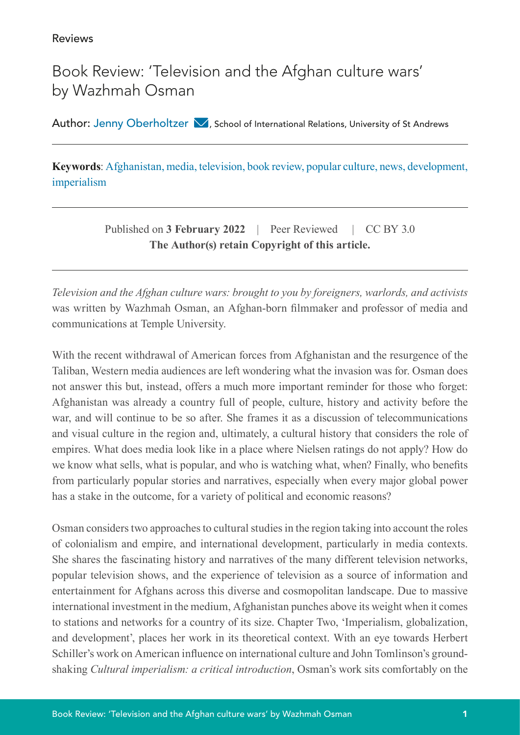Reviews

# Book Review: 'Television and the Afghan culture wars' by Wazhmah Osman

Author: Jenny Oberholtzer, School of International Relations, University of St Andrews

**Keywords**: Afghanistan, media, television, book review, popular culture, news, development, imperialism

Published on **3 February 2022** | Peer Reviewed | CC BY 3.0
**The Author(s) retain Copyright of this article.**

*Television and the Afghan culture wars: brought to you by foreigners, warlords, and activists* was written by Wazhmah Osman, an Afghan-born filmmaker and professor of media and communications at Temple University.

With the recent withdrawal of American forces from Afghanistan and the resurgence of the Taliban, Western media audiences are left wondering what the invasion was for. Osman does not answer this but, instead, offers a much more important reminder for those who forget: Afghanistan was already a country full of people, culture, history and activity before the war, and will continue to be so after. She frames it as a discussion of telecommunications and visual culture in the region and, ultimately, a cultural history that considers the role of empires. What does media look like in a place where Nielsen ratings do not apply? How do we know what sells, what is popular, and who is watching what, when? Finally, who benefits from particularly popular stories and narratives, especially when every major global power has a stake in the outcome, for a variety of political and economic reasons?

Osman considers two approaches to cultural studies in the region taking into account the roles of colonialism and empire, and international development, particularly in media contexts. She shares the fascinating history and narratives of the many different television networks, popular television shows, and the experience of television as a source of information and entertainment for Afghans across this diverse and cosmopolitan landscape. Due to massive international investment in the medium, Afghanistan punches above its weight when it comes to stations and networks for a country of its size. Chapter Two, 'Imperialism, globalization, and development', places her work in its theoretical context. With an eye towards Herbert Schiller's work on American influence on international culture and John Tomlinson's ground-shaking *Cultural imperialism: a critical introduction*, Osman's work sits comfortably on the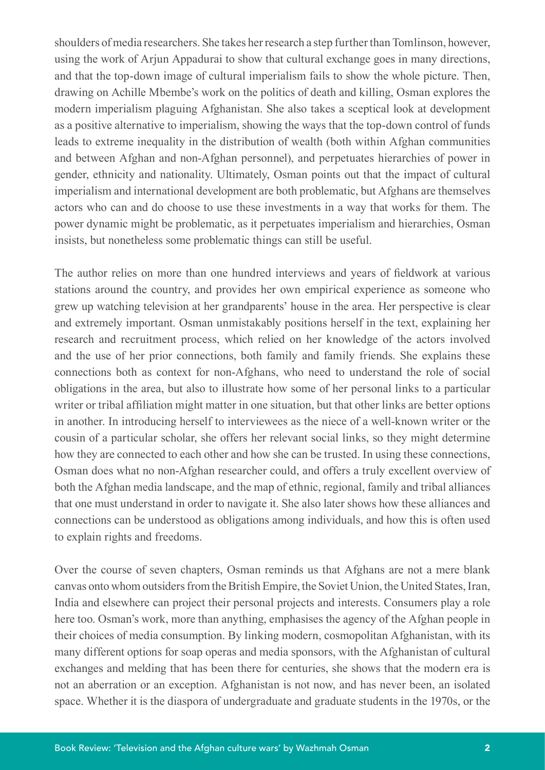shoulders of media researchers. She takes her research a step further than Tomlinson, however, using the work of Arjun Appadurai to show that cultural exchange goes in many directions, and that the top-down image of cultural imperialism fails to show the whole picture. Then, drawing on Achille Mbembe's work on the politics of death and killing, Osman explores the modern imperialism plaguing Afghanistan. She also takes a sceptical look at development as a positive alternative to imperialism, showing the ways that the top-down control of funds leads to extreme inequality in the distribution of wealth (both within Afghan communities and between Afghan and non-Afghan personnel), and perpetuates hierarchies of power in gender, ethnicity and nationality. Ultimately, Osman points out that the impact of cultural imperialism and international development are both problematic, but Afghans are themselves actors who can and do choose to use these investments in a way that works for them. The power dynamic might be problematic, as it perpetuates imperialism and hierarchies, Osman insists, but nonetheless some problematic things can still be useful.

The author relies on more than one hundred interviews and years of fieldwork at various stations around the country, and provides her own empirical experience as someone who grew up watching television at her grandparents' house in the area. Her perspective is clear and extremely important. Osman unmistakably positions herself in the text, explaining her research and recruitment process, which relied on her knowledge of the actors involved and the use of her prior connections, both family and family friends. She explains these connections both as context for non-Afghans, who need to understand the role of social obligations in the area, but also to illustrate how some of her personal links to a particular writer or tribal affiliation might matter in one situation, but that other links are better options in another. In introducing herself to interviewees as the niece of a well-known writer or the cousin of a particular scholar, she offers her relevant social links, so they might determine how they are connected to each other and how she can be trusted. In using these connections, Osman does what no non-Afghan researcher could, and offers a truly excellent overview of both the Afghan media landscape, and the map of ethnic, regional, family and tribal alliances that one must understand in order to navigate it. She also later shows how these alliances and connections can be understood as obligations among individuals, and how this is often used to explain rights and freedoms.

Over the course of seven chapters, Osman reminds us that Afghans are not a mere blank canvas onto whom outsiders from the British Empire, the Soviet Union, the United States, Iran, India and elsewhere can project their personal projects and interests. Consumers play a role here too. Osman's work, more than anything, emphasises the agency of the Afghan people in their choices of media consumption. By linking modern, cosmopolitan Afghanistan, with its many different options for soap operas and media sponsors, with the Afghanistan of cultural exchanges and melding that has been there for centuries, she shows that the modern era is not an aberration or an exception. Afghanistan is not now, and has never been, an isolated space. Whether it is the diaspora of undergraduate and graduate students in the 1970s, or the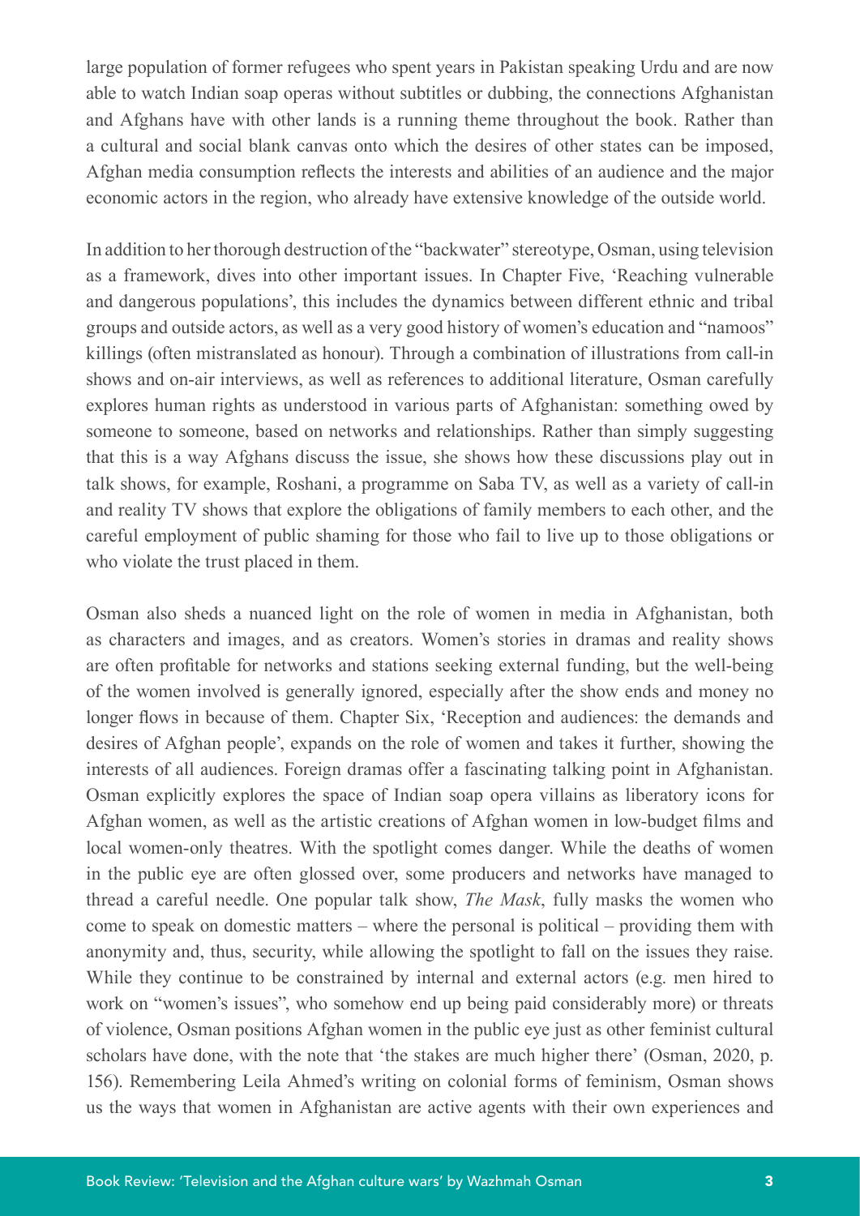large population of former refugees who spent years in Pakistan speaking Urdu and are now able to watch Indian soap operas without subtitles or dubbing, the connections Afghanistan and Afghans have with other lands is a running theme throughout the book. Rather than a cultural and social blank canvas onto which the desires of other states can be imposed, Afghan media consumption reflects the interests and abilities of an audience and the major economic actors in the region, who already have extensive knowledge of the outside world.

In addition to her thorough destruction of the "backwater" stereotype, Osman, using television as a framework, dives into other important issues. In Chapter Five, 'Reaching vulnerable and dangerous populations', this includes the dynamics between different ethnic and tribal groups and outside actors, as well as a very good history of women's education and "namoos" killings (often mistranslated as honour). Through a combination of illustrations from call-in shows and on-air interviews, as well as references to additional literature, Osman carefully explores human rights as understood in various parts of Afghanistan: something owed by someone to someone, based on networks and relationships. Rather than simply suggesting that this is a way Afghans discuss the issue, she shows how these discussions play out in talk shows, for example, Roshani, a programme on Saba TV, as well as a variety of call-in and reality TV shows that explore the obligations of family members to each other, and the careful employment of public shaming for those who fail to live up to those obligations or who violate the trust placed in them.

Osman also sheds a nuanced light on the role of women in media in Afghanistan, both as characters and images, and as creators. Women's stories in dramas and reality shows are often profitable for networks and stations seeking external funding, but the well-being of the women involved is generally ignored, especially after the show ends and money no longer flows in because of them. Chapter Six, 'Reception and audiences: the demands and desires of Afghan people', expands on the role of women and takes it further, showing the interests of all audiences. Foreign dramas offer a fascinating talking point in Afghanistan. Osman explicitly explores the space of Indian soap opera villains as liberatory icons for Afghan women, as well as the artistic creations of Afghan women in low-budget films and local women-only theatres. With the spotlight comes danger. While the deaths of women in the public eye are often glossed over, some producers and networks have managed to thread a careful needle. One popular talk show, *The Mask*, fully masks the women who come to speak on domestic matters – where the personal is political – providing them with anonymity and, thus, security, while allowing the spotlight to fall on the issues they raise. While they continue to be constrained by internal and external actors (e.g. men hired to work on "women's issues", who somehow end up being paid considerably more) or threats of violence, Osman positions Afghan women in the public eye just as other feminist cultural scholars have done, with the note that 'the stakes are much higher there' (Osman, 2020, p. 156). Remembering Leila Ahmed's writing on colonial forms of feminism, Osman shows us the ways that women in Afghanistan are active agents with their own experiences and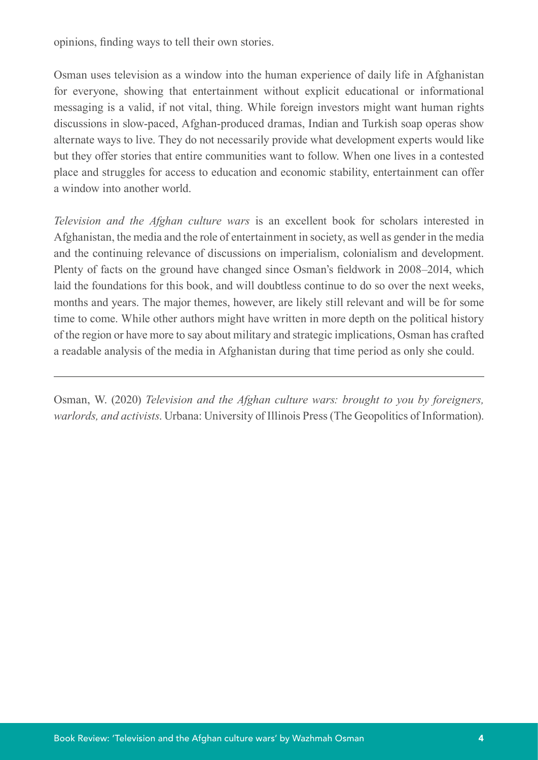opinions, finding ways to tell their own stories.

Osman uses television as a window into the human experience of daily life in Afghanistan for everyone, showing that entertainment without explicit educational or informational messaging is a valid, if not vital, thing. While foreign investors might want human rights discussions in slow-paced, Afghan-produced dramas, Indian and Turkish soap operas show alternate ways to live. They do not necessarily provide what development experts would like but they offer stories that entire communities want to follow. When one lives in a contested place and struggles for access to education and economic stability, entertainment can offer a window into another world.

*Television and the Afghan culture wars* is an excellent book for scholars interested in Afghanistan, the media and the role of entertainment in society, as well as gender in the media and the continuing relevance of discussions on imperialism, colonialism and development. Plenty of facts on the ground have changed since Osman's fieldwork in 2008–2014, which laid the foundations for this book, and will doubtless continue to do so over the next weeks, months and years. The major themes, however, are likely still relevant and will be for some time to come. While other authors might have written in more depth on the political history of the region or have more to say about military and strategic implications, Osman has crafted a readable analysis of the media in Afghanistan during that time period as only she could.

---

Osman, W. (2020) *Television and the Afghan culture wars: brought to you by foreigners, warlords, and activists*. Urbana: University of Illinois Press (The Geopolitics of Information).